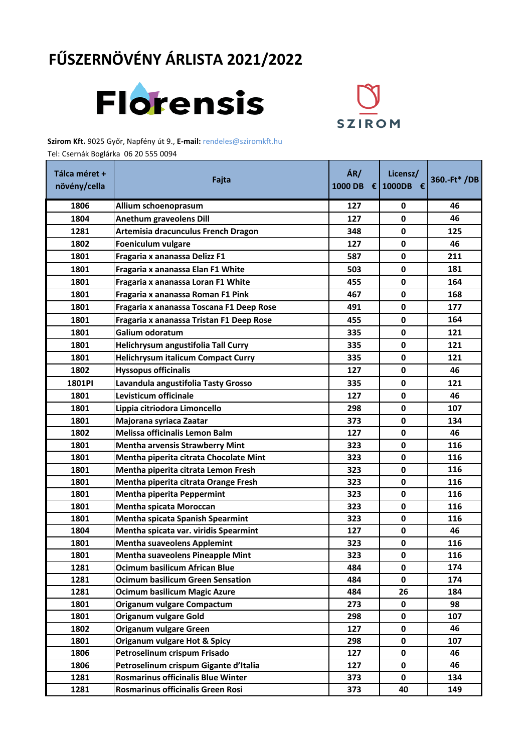# FŰSZERNÖVÉNY ÁRLISTA 2021/2022

Florensis

SZIROM

**Szirom Kft.** 9025 Győr, Napfény út 9., **E-mail:** rendeles@sziromkft.hu

Tel: Csernák Boglárka 06 20 555 0094

| Tálca méret + növény/cella | Fajta | ÁR/ 1000 DB € | Licensz/ 1000DB € | 360.-Ft* /DB |
|---|---|---|---|---|
| 1806 | Allium schoenoprasum | 127 | 0 | 46 |
| 1804 | Anethum graveolens Dill | 127 | 0 | 46 |
| 1281 | Artemisia dracunculus French Dragon | 348 | 0 | 125 |
| 1802 | Foeniculum vulgare | 127 | 0 | 46 |
| 1801 | Fragaria x ananassa Delizz F1 | 587 | 0 | 211 |
| 1801 | Fragaria x ananassa Elan F1 White | 503 | 0 | 181 |
| 1801 | Fragaria x ananassa Loran F1 White | 455 | 0 | 164 |
| 1801 | Fragaria x ananassa Roman F1 Pink | 467 | 0 | 168 |
| 1801 | Fragaria x ananassa Toscana F1 Deep Rose | 491 | 0 | 177 |
| 1801 | Fragaria x ananassa Tristan F1 Deep Rose | 455 | 0 | 164 |
| 1801 | Galium odoratum | 335 | 0 | 121 |
| 1801 | Helichrysum angustifolia Tall Curry | 335 | 0 | 121 |
| 1801 | Helichrysum italicum Compact Curry | 335 | 0 | 121 |
| 1802 | Hyssopus officinalis | 127 | 0 | 46 |
| 1801PI | Lavandula angustifolia Tasty Grosso | 335 | 0 | 121 |
| 1801 | Levisticum officinale | 127 | 0 | 46 |
| 1801 | Lippia citriodora Limoncello | 298 | 0 | 107 |
| 1801 | Majorana syriaca Zaatar | 373 | 0 | 134 |
| 1802 | Melissa officinalis Lemon Balm | 127 | 0 | 46 |
| 1801 | Mentha arvensis Strawberry Mint | 323 | 0 | 116 |
| 1801 | Mentha piperita citrata Chocolate Mint | 323 | 0 | 116 |
| 1801 | Mentha piperita citrata Lemon Fresh | 323 | 0 | 116 |
| 1801 | Mentha piperita citrata Orange Fresh | 323 | 0 | 116 |
| 1801 | Mentha piperita Peppermint | 323 | 0 | 116 |
| 1801 | Mentha spicata Moroccan | 323 | 0 | 116 |
| 1801 | Mentha spicata Spanish Spearmint | 323 | 0 | 116 |
| 1804 | Mentha spicata var. viridis Spearmint | 127 | 0 | 46 |
| 1801 | Mentha suaveolens Applemint | 323 | 0 | 116 |
| 1801 | Mentha suaveolens Pineapple Mint | 323 | 0 | 116 |
| 1281 | Ocimum basilicum African Blue | 484 | 0 | 174 |
| 1281 | Ocimum basilicum Green Sensation | 484 | 0 | 174 |
| 1281 | Ocimum basilicum Magic Azure | 484 | 26 | 184 |
| 1801 | Origanum vulgare Compactum | 273 | 0 | 98 |
| 1801 | Origanum vulgare Gold | 298 | 0 | 107 |
| 1802 | Origanum vulgare Green | 127 | 0 | 46 |
| 1801 | Origanum vulgare Hot & Spicy | 298 | 0 | 107 |
| 1806 | Petroselinum crispum Frisado | 127 | 0 | 46 |
| 1806 | Petroselinum crispum Gigante d'Italia | 127 | 0 | 46 |
| 1281 | Rosmarinus officinalis Blue Winter | 373 | 0 | 134 |
| 1281 | Rosmarinus officinalis Green Rosi | 373 | 40 | 149 |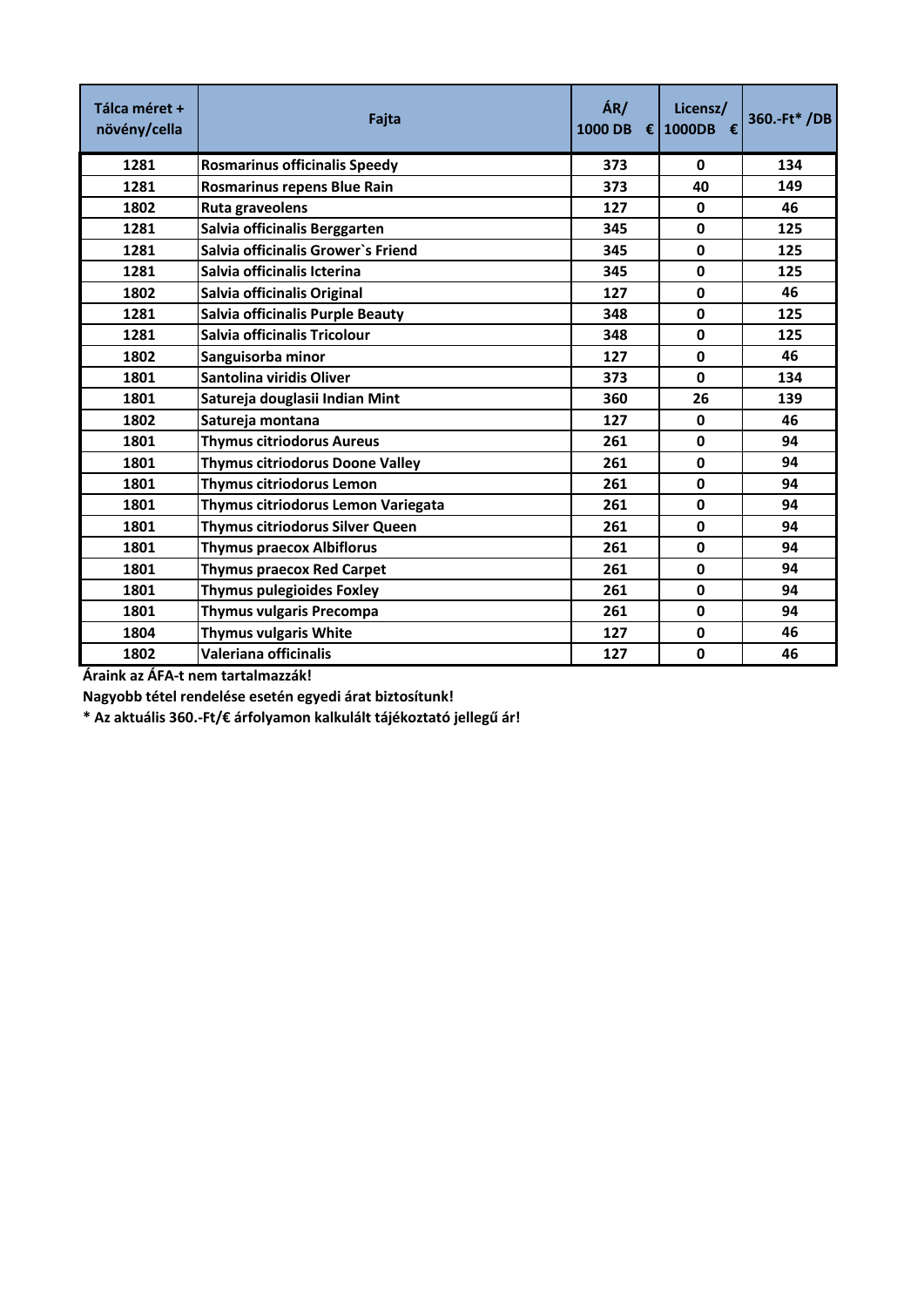| Tálca méret + növény/cella | Fajta | ÁR/ 1000 DB € | Licensz/ 1000DB € | 360.-Ft* /DB |
| --- | --- | --- | --- | --- |
| 1281 | Rosmarinus officinalis Speedy | 373 | 0 | 134 |
| 1281 | Rosmarinus repens Blue Rain | 373 | 40 | 149 |
| 1802 | Ruta graveolens | 127 | 0 | 46 |
| 1281 | Salvia officinalis Berggarten | 345 | 0 | 125 |
| 1281 | Salvia officinalis Grower`s Friend | 345 | 0 | 125 |
| 1281 | Salvia officinalis Icterina | 345 | 0 | 125 |
| 1802 | Salvia officinalis Original | 127 | 0 | 46 |
| 1281 | Salvia officinalis Purple Beauty | 348 | 0 | 125 |
| 1281 | Salvia officinalis Tricolour | 348 | 0 | 125 |
| 1802 | Sanguisorba minor | 127 | 0 | 46 |
| 1801 | Santolina viridis Oliver | 373 | 0 | 134 |
| 1801 | Satureja douglasii Indian Mint | 360 | 26 | 139 |
| 1802 | Satureja montana | 127 | 0 | 46 |
| 1801 | Thymus citriodorus Aureus | 261 | 0 | 94 |
| 1801 | Thymus citriodorus Doone Valley | 261 | 0 | 94 |
| 1801 | Thymus citriodorus Lemon | 261 | 0 | 94 |
| 1801 | Thymus citriodorus Lemon Variegata | 261 | 0 | 94 |
| 1801 | Thymus citriodorus Silver Queen | 261 | 0 | 94 |
| 1801 | Thymus praecox Albiflorus | 261 | 0 | 94 |
| 1801 | Thymus praecox Red Carpet | 261 | 0 | 94 |
| 1801 | Thymus pulegioides Foxley | 261 | 0 | 94 |
| 1801 | Thymus vulgaris Precompa | 261 | 0 | 94 |
| 1804 | Thymus vulgaris White | 127 | 0 | 46 |
| 1802 | Valeriana officinalis | 127 | 0 | 46 |

**Áraink az ÁFA-t nem tartalmazzák!**

**Nagyobb tétel rendelése esetén egyedi árat biztosítunk!**

**\* Az aktuális 360.-Ft/€ árfolyamon kalkulált tájékoztató jellegű ár!**